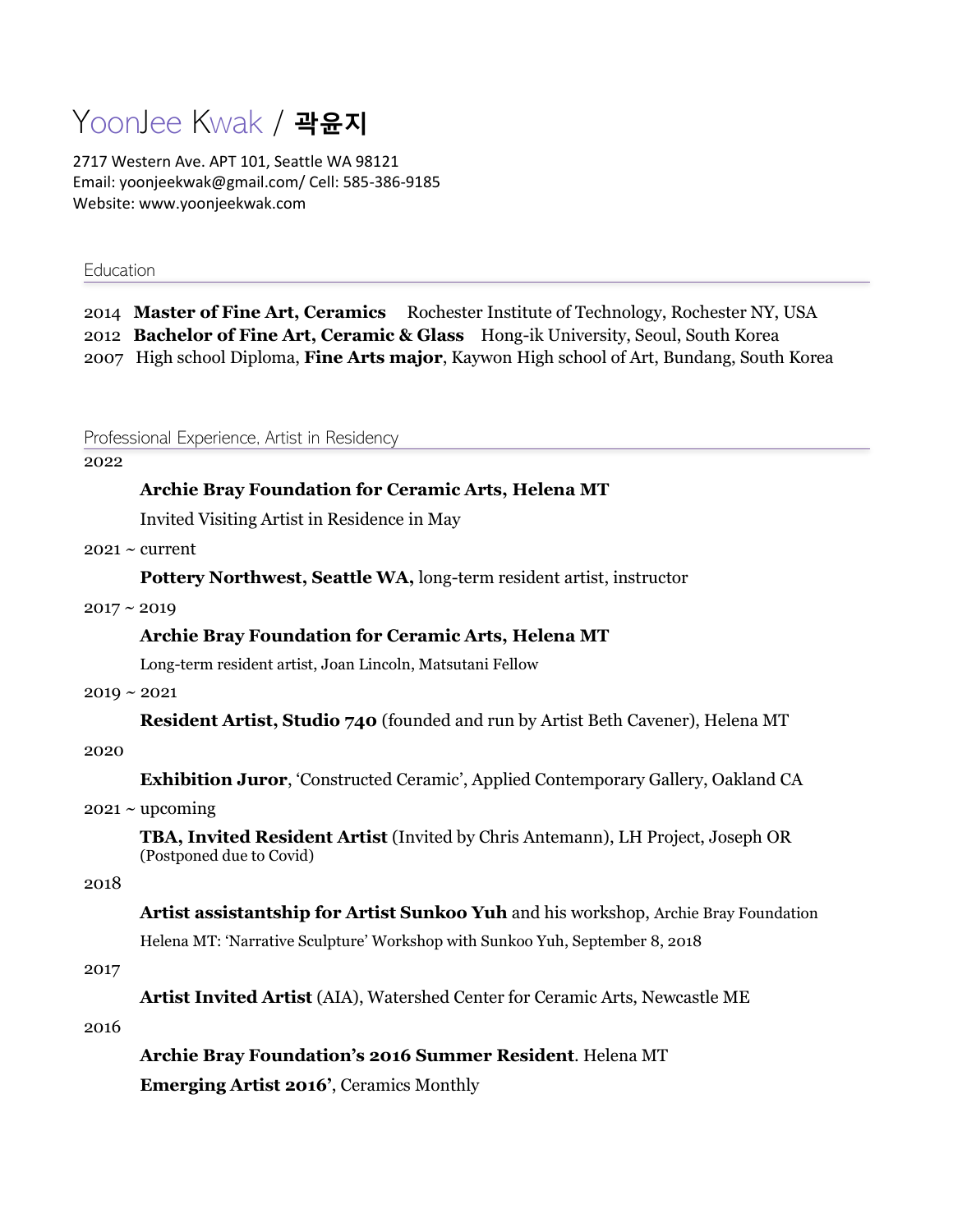# YoonJee Kwak / 곽윤지

2717 Western Ave. APT 101, Seattle WA 98121
Email: yoonjeekwak@gmail.com/ Cell: 585-386-9185
Website: www.yoonjeekwak.com

## Education

2014 **Master of Fine Art, Ceramics** Rochester Institute of Technology, Rochester NY, USA
2012 **Bachelor of Fine Art, Ceramic & Glass** Hong-ik University, Seoul, South Korea
2007 High school Diploma, **Fine Arts major**, Kaywon High school of Art, Bundang, South Korea

## Professional Experience, Artist in Residency

2022

**Archie Bray Foundation for Ceramic Arts, Helena MT**

Invited Visiting Artist in Residence in May

2021 ~ current

**Pottery Northwest, Seattle WA,** long-term resident artist, instructor

2017 ~ 2019

**Archie Bray Foundation for Ceramic Arts, Helena MT**

Long-term resident artist, Joan Lincoln, Matsutani Fellow

2019 ~ 2021

**Resident Artist, Studio 740** (founded and run by Artist Beth Cavener), Helena MT

2020

**Exhibition Juror**, 'Constructed Ceramic', Applied Contemporary Gallery, Oakland CA

2021 ~ upcoming

**TBA, Invited Resident Artist** (Invited by Chris Antemann), LH Project, Joseph OR
(Postponed due to Covid)

2018

**Artist assistantship for Artist Sunkoo Yuh** and his workshop, Archie Bray Foundation
Helena MT: 'Narrative Sculpture' Workshop with Sunkoo Yuh, September 8, 2018

2017

**Artist Invited Artist** (AIA), Watershed Center for Ceramic Arts, Newcastle ME

2016

**Archie Bray Foundation's 2016 Summer Resident**. Helena MT

**Emerging Artist 2016'**, Ceramics Monthly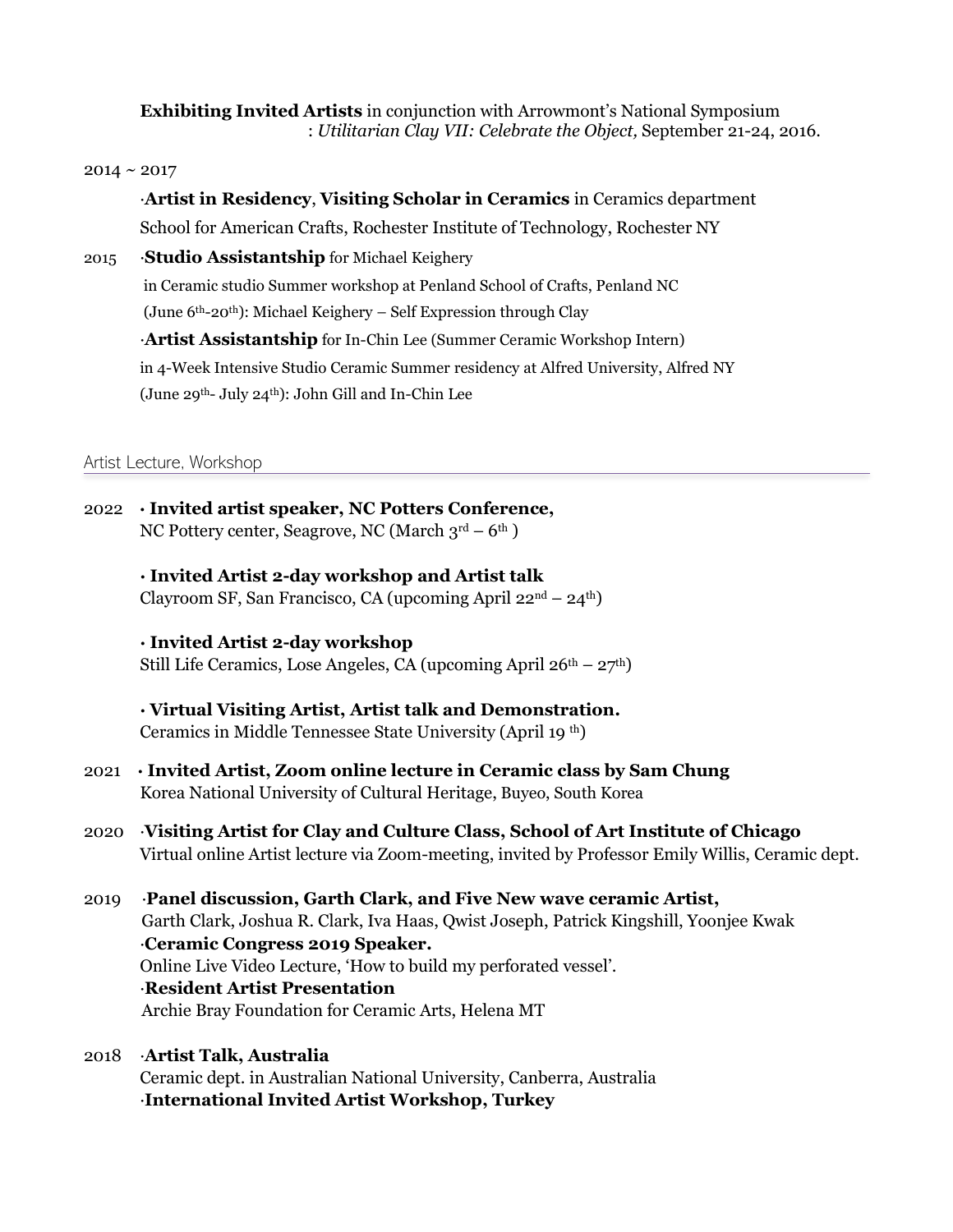**Exhibiting Invited Artists** in conjunction with Arrowmont's National Symposium : *Utilitarian Clay VII: Celebrate the Object,* September 21-24, 2016.

2014 ~ 2017

·**Artist in Residency**, **Visiting Scholar in Ceramics** in Ceramics department School for American Crafts, Rochester Institute of Technology, Rochester NY

2015 ·**Studio Assistantship** for Michael Keighery in Ceramic studio Summer workshop at Penland School of Crafts, Penland NC (June 6th-20th): Michael Keighery – Self Expression through Clay

·**Artist Assistantship** for In-Chin Lee (Summer Ceramic Workshop Intern) in 4-Week Intensive Studio Ceramic Summer residency at Alfred University, Alfred NY (June 29th- July 24th): John Gill and In-Chin Lee

## Artist Lecture, Workshop

2022 · **Invited artist speaker, NC Potters Conference,**
NC Pottery center, Seagrove, NC (March 3rd – 6th )

· **Invited Artist 2-day workshop and Artist talk**
Clayroom SF, San Francisco, CA (upcoming April 22nd – 24th)

· **Invited Artist 2-day workshop**
Still Life Ceramics, Lose Angeles, CA (upcoming April 26th – 27th)

· **Virtual Visiting Artist, Artist talk and Demonstration.**
Ceramics in Middle Tennessee State University (April 19 th)

2021 · **Invited Artist, Zoom online lecture in Ceramic class by Sam Chung**
Korea National University of Cultural Heritage, Buyeo, South Korea

2020 ·**Visiting Artist for Clay and Culture Class, School of Art Institute of Chicago**
Virtual online Artist lecture via Zoom-meeting, invited by Professor Emily Willis, Ceramic dept.

2019 ·**Panel discussion, Garth Clark, and Five New wave ceramic Artist,**
Garth Clark, Joshua R. Clark, Iva Haas, Qwist Joseph, Patrick Kingshill, Yoonjee Kwak
·**Ceramic Congress 2019 Speaker.**
Online Live Video Lecture, 'How to build my perforated vessel'.
·**Resident Artist Presentation**
Archie Bray Foundation for Ceramic Arts, Helena MT

2018 ·**Artist Talk, Australia**
Ceramic dept. in Australian National University, Canberra, Australia
·**International Invited Artist Workshop, Turkey**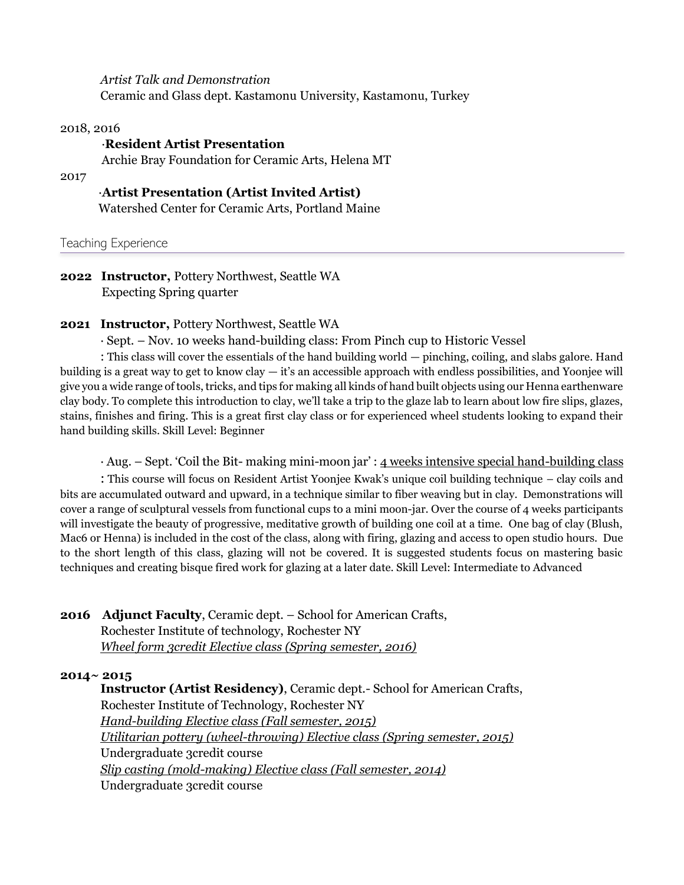*Artist Talk and Demonstration*
Ceramic and Glass dept. Kastamonu University, Kastamonu, Turkey

2018, 2016

·**Resident Artist Presentation**
Archie Bray Foundation for Ceramic Arts, Helena MT

2017

·**Artist Presentation (Artist Invited Artist)**
Watershed Center for Ceramic Arts, Portland Maine

## Teaching Experience

**2022 Instructor,** Pottery Northwest, Seattle WA
Expecting Spring quarter

**2021 Instructor,** Pottery Northwest, Seattle WA

· Sept. – Nov. 10 weeks hand-building class: From Pinch cup to Historic Vessel

: This class will cover the essentials of the hand building world — pinching, coiling, and slabs galore. Hand building is a great way to get to know clay — it's an accessible approach with endless possibilities, and Yoonjee will give you a wide range of tools, tricks, and tips for making all kinds of hand built objects using our Henna earthenware clay body. To complete this introduction to clay, we'll take a trip to the glaze lab to learn about low fire slips, glazes, stains, finishes and firing. This is a great first clay class or for experienced wheel students looking to expand their hand building skills. Skill Level: Beginner

· Aug. – Sept. 'Coil the Bit- making mini-moon jar' : <u>4 weeks intensive special hand-building class</u>

: This course will focus on Resident Artist Yoonjee Kwak's unique coil building technique – clay coils and bits are accumulated outward and upward, in a technique similar to fiber weaving but in clay. Demonstrations will cover a range of sculptural vessels from functional cups to a mini moon-jar. Over the course of 4 weeks participants will investigate the beauty of progressive, meditative growth of building one coil at a time. One bag of clay (Blush, Mac6 or Henna) is included in the cost of the class, along with firing, glazing and access to open studio hours. Due to the short length of this class, glazing will not be covered. It is suggested students focus on mastering basic techniques and creating bisque fired work for glazing at a later date. Skill Level: Intermediate to Advanced

**2016 Adjunct Faculty**, Ceramic dept. – School for American Crafts,
Rochester Institute of technology, Rochester NY
<u>*Wheel form 3credit Elective class (Spring semester, 2016)*</u>

**2014~ 2015**

**Instructor (Artist Residency)**, Ceramic dept.- School for American Crafts,
Rochester Institute of Technology, Rochester NY
<u>*Hand-building Elective class (Fall semester, 2015)*</u>
<u>*Utilitarian pottery (wheel-throwing) Elective class (Spring semester, 2015)*</u>
Undergraduate 3credit course
<u>*Slip casting (mold-making) Elective class (Fall semester, 2014)*</u>
Undergraduate 3credit course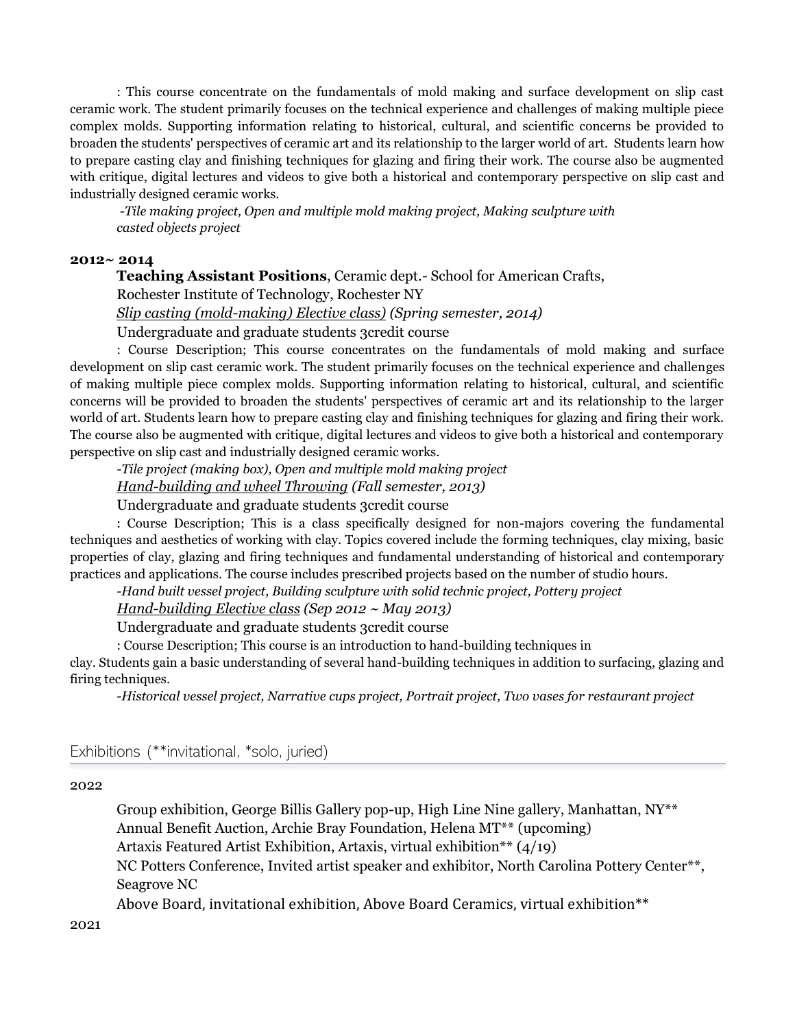: This course concentrate on the fundamentals of mold making and surface development on slip cast ceramic work. The student primarily focuses on the technical experience and challenges of making multiple piece complex molds. Supporting information relating to historical, cultural, and scientific concerns be provided to broaden the students' perspectives of ceramic art and its relationship to the larger world of art. Students learn how to prepare casting clay and finishing techniques for glazing and firing their work. The course also be augmented with critique, digital lectures and videos to give both a historical and contemporary perspective on slip cast and industrially designed ceramic works.

*-Tile making project, Open and multiple mold making project, Making sculpture with casted objects project*

**2012~ 2014**

**Teaching Assistant Positions**, Ceramic dept.- School for American Crafts, Rochester Institute of Technology, Rochester NY

*Slip casting (mold-making) Elective class) (Spring semester, 2014)*

Undergraduate and graduate students 3credit course

: Course Description; This course concentrates on the fundamentals of mold making and surface development on slip cast ceramic work. The student primarily focuses on the technical experience and challenges of making multiple piece complex molds. Supporting information relating to historical, cultural, and scientific concerns will be provided to broaden the students' perspectives of ceramic art and its relationship to the larger world of art. Students learn how to prepare casting clay and finishing techniques for glazing and firing their work. The course also be augmented with critique, digital lectures and videos to give both a historical and contemporary perspective on slip cast and industrially designed ceramic works.

*-Tile project (making box), Open and multiple mold making project*

*Hand-building and wheel Throwing (Fall semester, 2013)*

Undergraduate and graduate students 3credit course

: Course Description; This is a class specifically designed for non-majors covering the fundamental techniques and aesthetics of working with clay. Topics covered include the forming techniques, clay mixing, basic properties of clay, glazing and firing techniques and fundamental understanding of historical and contemporary practices and applications. The course includes prescribed projects based on the number of studio hours.

*-Hand built vessel project, Building sculpture with solid technic project, Pottery project*

*Hand-building Elective class (Sep 2012 ~ May 2013)*

Undergraduate and graduate students 3credit course

: Course Description; This course is an introduction to hand-building techniques in clay. Students gain a basic understanding of several hand-building techniques in addition to surfacing, glazing and firing techniques.

*-Historical vessel project, Narrative cups project, Portrait project, Two vases for restaurant project*

## Exhibitions (**invitational, *solo, juried)

2022

Group exhibition, George Billis Gallery pop-up, High Line Nine gallery, Manhattan, NY**

Annual Benefit Auction, Archie Bray Foundation, Helena MT** (upcoming)

Artaxis Featured Artist Exhibition, Artaxis, virtual exhibition** (4/19)

NC Potters Conference, Invited artist speaker and exhibitor, North Carolina Pottery Center**, Seagrove NC

Above Board, invitational exhibition, Above Board Ceramics, virtual exhibition**

2021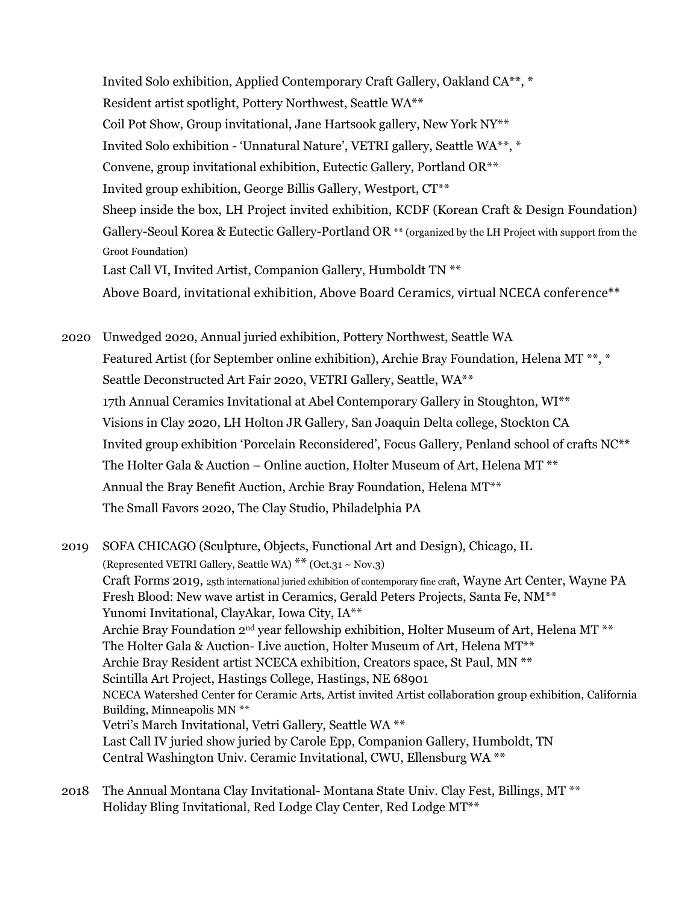Invited Solo exhibition, Applied Contemporary Craft Gallery, Oakland CA**, *
Resident artist spotlight, Pottery Northwest, Seattle WA**
Coil Pot Show, Group invitational, Jane Hartsook gallery, New York NY**
Invited Solo exhibition - 'Unnatural Nature', VETRI gallery, Seattle WA**, *
Convene, group invitational exhibition, Eutectic Gallery, Portland OR**
Invited group exhibition, George Billis Gallery, Westport, CT**
Sheep inside the box, LH Project invited exhibition, KCDF (Korean Craft & Design Foundation) Gallery-Seoul Korea & Eutectic Gallery-Portland OR ** (organized by the LH Project with support from the Groot Foundation)
Last Call VI, Invited Artist, Companion Gallery, Humboldt TN **
Above Board, invitational exhibition, Above Board Ceramics, virtual NCECA conference**

2020 Unwedged 2020, Annual juried exhibition, Pottery Northwest, Seattle WA
Featured Artist (for September online exhibition), Archie Bray Foundation, Helena MT **, *
Seattle Deconstructed Art Fair 2020, VETRI Gallery, Seattle, WA**
17th Annual Ceramics Invitational at Abel Contemporary Gallery in Stoughton, WI**
Visions in Clay 2020, LH Holton JR Gallery, San Joaquin Delta college, Stockton CA
Invited group exhibition 'Porcelain Reconsidered', Focus Gallery, Penland school of crafts NC**
The Holter Gala & Auction – Online auction, Holter Museum of Art, Helena MT **
Annual the Bray Benefit Auction, Archie Bray Foundation, Helena MT**
The Small Favors 2020, The Clay Studio, Philadelphia PA

2019 SOFA CHICAGO (Sculpture, Objects, Functional Art and Design), Chicago, IL (Represented VETRI Gallery, Seattle WA) ** (Oct.31 ~ Nov.3)
Craft Forms 2019, 25th international juried exhibition of contemporary fine craft, Wayne Art Center, Wayne PA
Fresh Blood: New wave artist in Ceramics, Gerald Peters Projects, Santa Fe, NM**
Yunomi Invitational, ClayAkar, Iowa City, IA**
Archie Bray Foundation 2nd year fellowship exhibition, Holter Museum of Art, Helena MT **
The Holter Gala & Auction- Live auction, Holter Museum of Art, Helena MT**
Archie Bray Resident artist NCECA exhibition, Creators space, St Paul, MN **
Scintilla Art Project, Hastings College, Hastings, NE 68901
NCECA Watershed Center for Ceramic Arts, Artist invited Artist collaboration group exhibition, California Building, Minneapolis MN **
Vetri's March Invitational, Vetri Gallery, Seattle WA **
Last Call IV juried show juried by Carole Epp, Companion Gallery, Humboldt, TN
Central Washington Univ. Ceramic Invitational, CWU, Ellensburg WA **

2018 The Annual Montana Clay Invitational- Montana State Univ. Clay Fest, Billings, MT **
Holiday Bling Invitational, Red Lodge Clay Center, Red Lodge MT**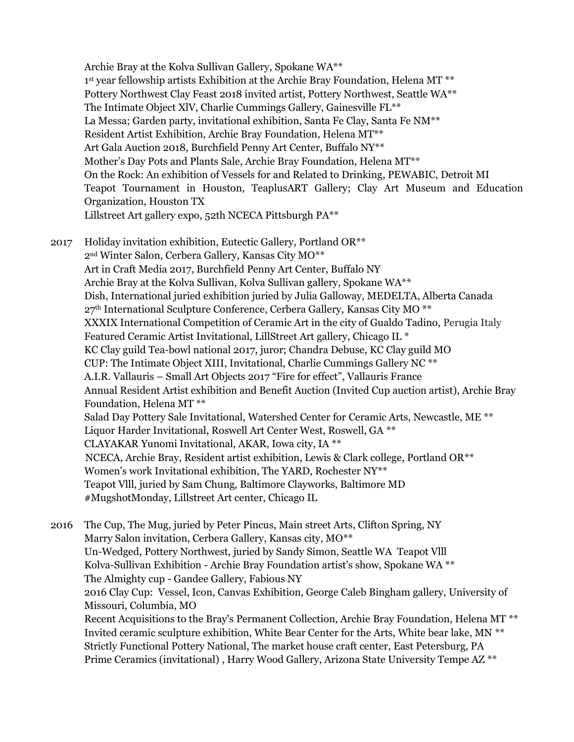Archie Bray at the Kolva Sullivan Gallery, Spokane WA**
1st year fellowship artists Exhibition at the Archie Bray Foundation, Helena MT **
Pottery Northwest Clay Feast 2018 invited artist, Pottery Northwest, Seattle WA**
The Intimate Object XlV, Charlie Cummings Gallery, Gainesville FL**
La Messa; Garden party, invitational exhibition, Santa Fe Clay, Santa Fe NM**
Resident Artist Exhibition, Archie Bray Foundation, Helena MT**
Art Gala Auction 2018, Burchfield Penny Art Center, Buffalo NY**
Mother's Day Pots and Plants Sale, Archie Bray Foundation, Helena MT**
On the Rock: An exhibition of Vessels for and Related to Drinking, PEWABIC, Detroit MI
Teapot Tournament in Houston, TeaplusART Gallery; Clay Art Museum and Education Organization, Houston TX
Lillstreet Art gallery expo, 52th NCECA Pittsburgh PA**

2017 Holiday invitation exhibition, Eutectic Gallery, Portland OR**
2nd Winter Salon, Cerbera Gallery, Kansas City MO**
Art in Craft Media 2017, Burchfield Penny Art Center, Buffalo NY
Archie Bray at the Kolva Sullivan, Kolva Sullivan gallery, Spokane WA**
Dish, International juried exhibition juried by Julia Galloway, MEDELTA, Alberta Canada
27th International Sculpture Conference, Cerbera Gallery, Kansas City MO **
XXXIX International Competition of Ceramic Art in the city of Gualdo Tadino, Perugia Italy
Featured Ceramic Artist Invitational, LillStreet Art gallery, Chicago IL *
KC Clay guild Tea-bowl national 2017, juror; Chandra Debuse, KC Clay guild MO
CUP: The Intimate Object XIII, Invitational, Charlie Cummings Gallery NC **
A.I.R. Vallauris – Small Art Objects 2017 "Fire for effect", Vallauris France
Annual Resident Artist exhibition and Benefit Auction (Invited Cup auction artist), Archie Bray Foundation, Helena MT **
Salad Day Pottery Sale Invitational, Watershed Center for Ceramic Arts, Newcastle, ME **
Liquor Harder Invitational, Roswell Art Center West, Roswell, GA **
CLAYAKAR Yunomi Invitational, AKAR, Iowa city, IA **
NCECA, Archie Bray, Resident artist exhibition, Lewis & Clark college, Portland OR**
Women's work Invitational exhibition, The YARD, Rochester NY**
Teapot Vlll, juried by Sam Chung, Baltimore Clayworks, Baltimore MD
#MugshotMonday, Lillstreet Art center, Chicago IL

2016 The Cup, The Mug, juried by Peter Pincus, Main street Arts, Clifton Spring, NY
Marry Salon invitation, Cerbera Gallery, Kansas city, MO**
Un-Wedged, Pottery Northwest, juried by Sandy Simon, Seattle WA Teapot Vlll
Kolva-Sullivan Exhibition - Archie Bray Foundation artist's show, Spokane WA **
The Almighty cup - Gandee Gallery, Fabious NY
2016 Clay Cup: Vessel, Icon, Canvas Exhibition, George Caleb Bingham gallery, University of Missouri, Columbia, MO
Recent Acquisitions to the Bray's Permanent Collection, Archie Bray Foundation, Helena MT **
Invited ceramic sculpture exhibition, White Bear Center for the Arts, White bear lake, MN **
Strictly Functional Pottery National, The market house craft center, East Petersburg, PA
Prime Ceramics (invitational) , Harry Wood Gallery, Arizona State University Tempe AZ **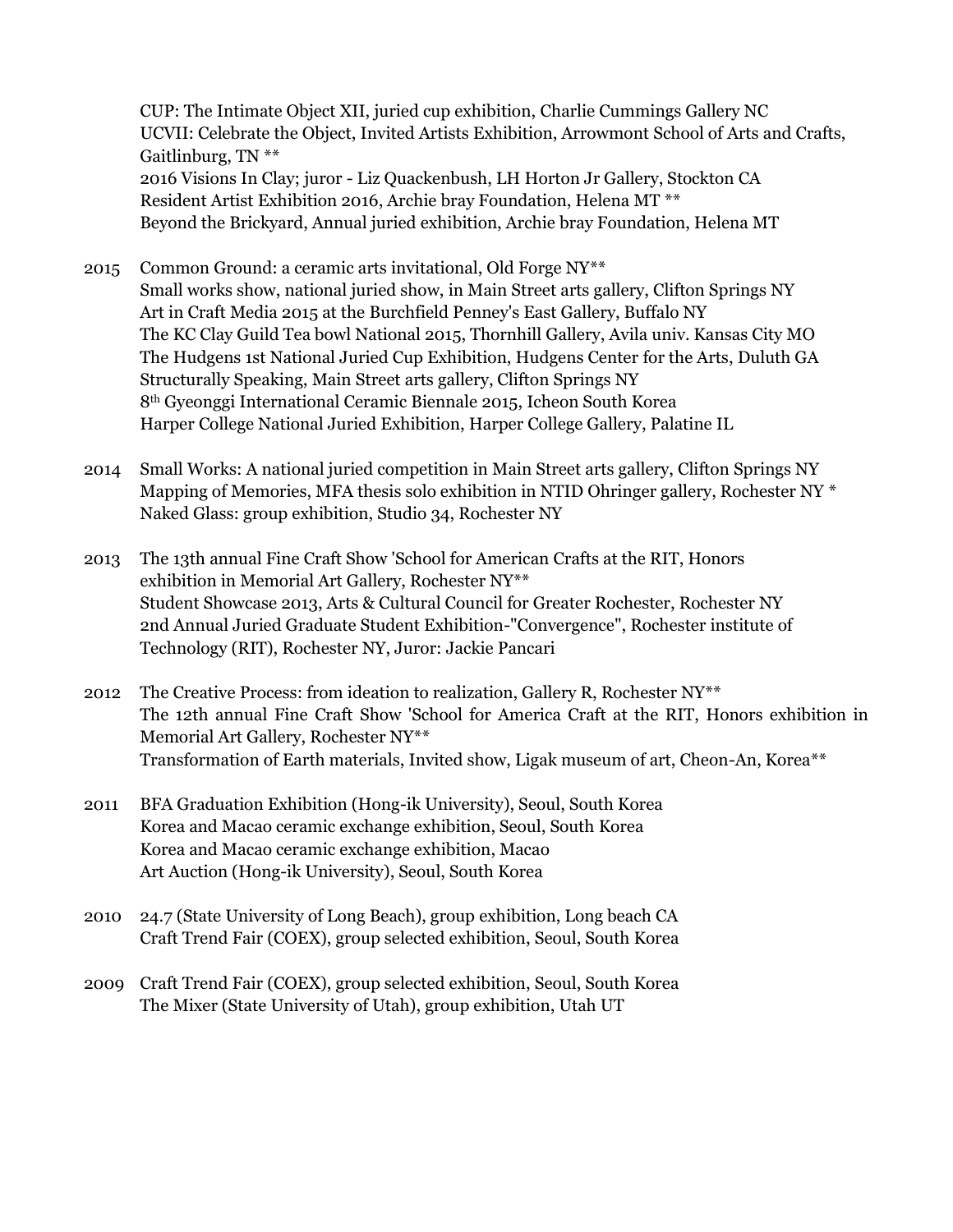CUP: The Intimate Object XII, juried cup exhibition, Charlie Cummings Gallery NC
UCVII: Celebrate the Object, Invited Artists Exhibition, Arrowmont School of Arts and Crafts, Gaitlinburg, TN **
2016 Visions In Clay; juror - Liz Quackenbush, LH Horton Jr Gallery, Stockton CA
Resident Artist Exhibition 2016, Archie bray Foundation, Helena MT **
Beyond the Brickyard, Annual juried exhibition, Archie bray Foundation, Helena MT

2015 Common Ground: a ceramic arts invitational, Old Forge NY**
Small works show, national juried show, in Main Street arts gallery, Clifton Springs NY
Art in Craft Media 2015 at the Burchfield Penney's East Gallery, Buffalo NY
The KC Clay Guild Tea bowl National 2015, Thornhill Gallery, Avila univ. Kansas City MO
The Hudgens 1st National Juried Cup Exhibition, Hudgens Center for the Arts, Duluth GA
Structurally Speaking, Main Street arts gallery, Clifton Springs NY
8th Gyeonggi International Ceramic Biennale 2015, Icheon South Korea
Harper College National Juried Exhibition, Harper College Gallery, Palatine IL

2014 Small Works: A national juried competition in Main Street arts gallery, Clifton Springs NY
Mapping of Memories, MFA thesis solo exhibition in NTID Ohringer gallery, Rochester NY *
Naked Glass: group exhibition, Studio 34, Rochester NY

2013 The 13th annual Fine Craft Show 'School for American Crafts at the RIT, Honors exhibition in Memorial Art Gallery, Rochester NY**
Student Showcase 2013, Arts & Cultural Council for Greater Rochester, Rochester NY
2nd Annual Juried Graduate Student Exhibition-"Convergence", Rochester institute of Technology (RIT), Rochester NY, Juror: Jackie Pancari

2012 The Creative Process: from ideation to realization, Gallery R, Rochester NY**
The 12th annual Fine Craft Show 'School for America Craft at the RIT, Honors exhibition in Memorial Art Gallery, Rochester NY**
Transformation of Earth materials, Invited show, Ligak museum of art, Cheon-An, Korea**

2011 BFA Graduation Exhibition (Hong-ik University), Seoul, South Korea
Korea and Macao ceramic exchange exhibition, Seoul, South Korea
Korea and Macao ceramic exchange exhibition, Macao
Art Auction (Hong-ik University), Seoul, South Korea

2010 24.7 (State University of Long Beach), group exhibition, Long beach CA
Craft Trend Fair (COEX), group selected exhibition, Seoul, South Korea

2009 Craft Trend Fair (COEX), group selected exhibition, Seoul, South Korea
The Mixer (State University of Utah), group exhibition, Utah UT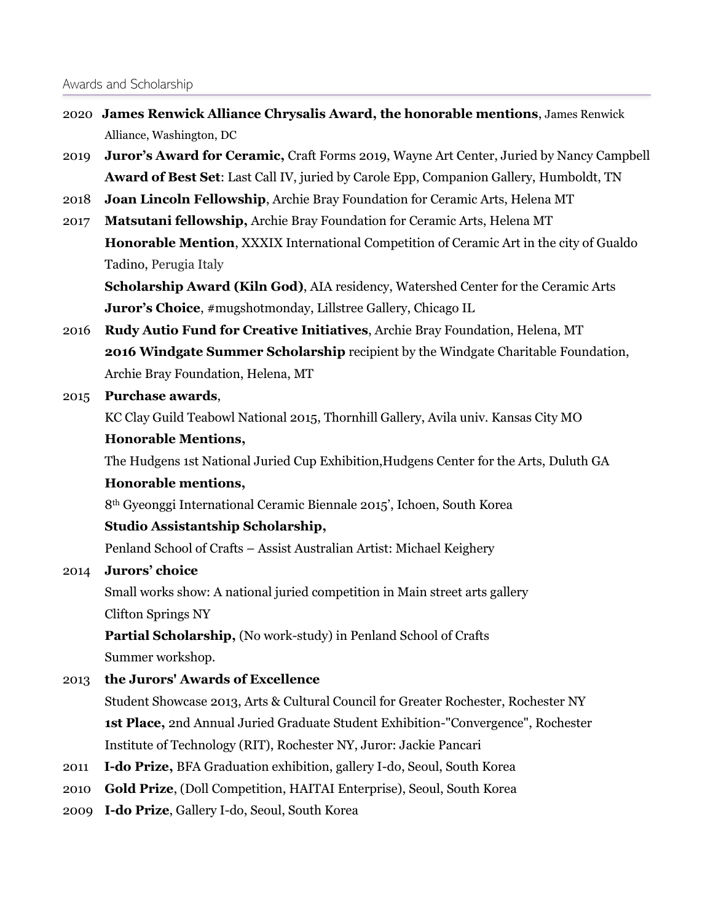## Awards and Scholarship

2020 **James Renwick Alliance Chrysalis Award, the honorable mentions**, James Renwick Alliance, Washington, DC

2019 **Juror's Award for Ceramic,** Craft Forms 2019, Wayne Art Center, Juried by Nancy Campbell
**Award of Best Set**: Last Call IV, juried by Carole Epp, Companion Gallery, Humboldt, TN

2018 **Joan Lincoln Fellowship**, Archie Bray Foundation for Ceramic Arts, Helena MT

2017 **Matsutani fellowship,** Archie Bray Foundation for Ceramic Arts, Helena MT
**Honorable Mention**, XXXIX International Competition of Ceramic Art in the city of Gualdo Tadino, Perugia Italy
**Scholarship Award (Kiln God)**, AIA residency, Watershed Center for the Ceramic Arts
**Juror's Choice**, #mugshotmonday, Lillstree Gallery, Chicago IL

2016 **Rudy Autio Fund for Creative Initiatives**, Archie Bray Foundation, Helena, MT
**2016 Windgate Summer Scholarship** recipient by the Windgate Charitable Foundation, Archie Bray Foundation, Helena, MT

2015 **Purchase awards**,
KC Clay Guild Teabowl National 2015, Thornhill Gallery, Avila univ. Kansas City MO
**Honorable Mentions,**
The Hudgens 1st National Juried Cup Exhibition,Hudgens Center for the Arts, Duluth GA
**Honorable mentions,**
8th Gyeonggi International Ceramic Biennale 2015', Ichoen, South Korea
**Studio Assistantship Scholarship,**
Penland School of Crafts – Assist Australian Artist: Michael Keighery

2014 **Jurors' choice**
Small works show: A national juried competition in Main street arts gallery
Clifton Springs NY
**Partial Scholarship,** (No work-study) in Penland School of Crafts
Summer workshop.

2013 **the Jurors' Awards of Excellence**
Student Showcase 2013, Arts & Cultural Council for Greater Rochester, Rochester NY
**1st Place,** 2nd Annual Juried Graduate Student Exhibition-"Convergence", Rochester Institute of Technology (RIT), Rochester NY, Juror: Jackie Pancari

2011 **I-do Prize,** BFA Graduation exhibition, gallery I-do, Seoul, South Korea

2010 **Gold Prize**, (Doll Competition, HAITAI Enterprise), Seoul, South Korea

2009 **I-do Prize**, Gallery I-do, Seoul, South Korea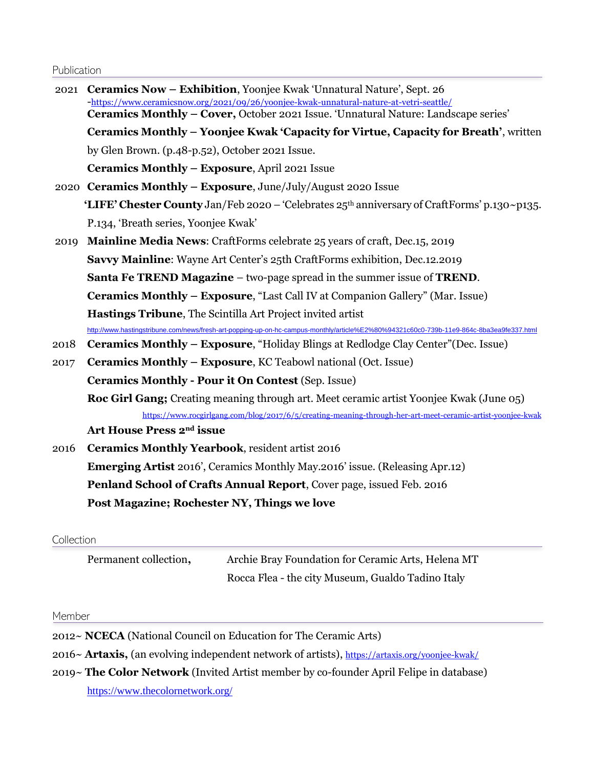## Publication

2021 **Ceramics Now – Exhibition**, Yoonjee Kwak 'Unnatural Nature', Sept. 26 -https://www.ceramicsnow.org/2021/09/26/yoonjee-kwak-unnatural-nature-at-vetri-seattle/

**Ceramics Monthly – Cover,** October 2021 Issue. 'Unnatural Nature: Landscape series'

**Ceramics Monthly – Yoonjee Kwak 'Capacity for Virtue, Capacity for Breath'**, written by Glen Brown. (p.48-p.52), October 2021 Issue.

**Ceramics Monthly – Exposure**, April 2021 Issue

2020 **Ceramics Monthly – Exposure**, June/July/August 2020 Issue

**'LIFE' Chester County** Jan/Feb 2020 – 'Celebrates 25th anniversary of CraftForms' p.130~p135. P.134, 'Breath series, Yoonjee Kwak'

2019 **Mainline Media News**: CraftForms celebrate 25 years of craft, Dec.15, 2019

**Savvy Mainline**: Wayne Art Center's 25th CraftForms exhibition, Dec.12.2019

**Santa Fe TREND Magazine** – two-page spread in the summer issue of **TREND**.

**Ceramics Monthly – Exposure**, "Last Call IV at Companion Gallery" (Mar. Issue)

**Hastings Tribune**, The Scintilla Art Project invited artist

http://www.hastingstribune.com/news/fresh-art-popping-up-on-hc-campus-monthly/article%E2%80%94321c60c0-739b-11e9-864c-8ba3ea9fe337.html

2018 **Ceramics Monthly – Exposure**, "Holiday Blings at Redlodge Clay Center"(Dec. Issue)

2017 **Ceramics Monthly – Exposure**, KC Teabowl national (Oct. Issue)

**Ceramics Monthly - Pour it On Contest** (Sep. Issue)

**Roc Girl Gang;** Creating meaning through art. Meet ceramic artist Yoonjee Kwak (June 05)

https://www.rocgirlgang.com/blog/2017/6/5/creating-meaning-through-her-art-meet-ceramic-artist-yoonjee-kwak

**Art House Press 2nd issue**

2016 **Ceramics Monthly Yearbook**, resident artist 2016

**Emerging Artist** 2016', Ceramics Monthly May.2016' issue. (Releasing Apr.12)

**Penland School of Crafts Annual Report**, Cover page, issued Feb. 2016

**Post Magazine; Rochester NY, Things we love**

## Collection

Permanent collection, Archie Bray Foundation for Ceramic Arts, Helena MT

Rocca Flea - the city Museum, Gualdo Tadino Italy

## Member

2012~ **NCECA** (National Council on Education for The Ceramic Arts)

2016~ **Artaxis,** (an evolving independent network of artists), https://artaxis.org/yoonjee-kwak/

2019~ **The Color Network** (Invited Artist member by co-founder April Felipe in database) https://www.thecolornetwork.org/